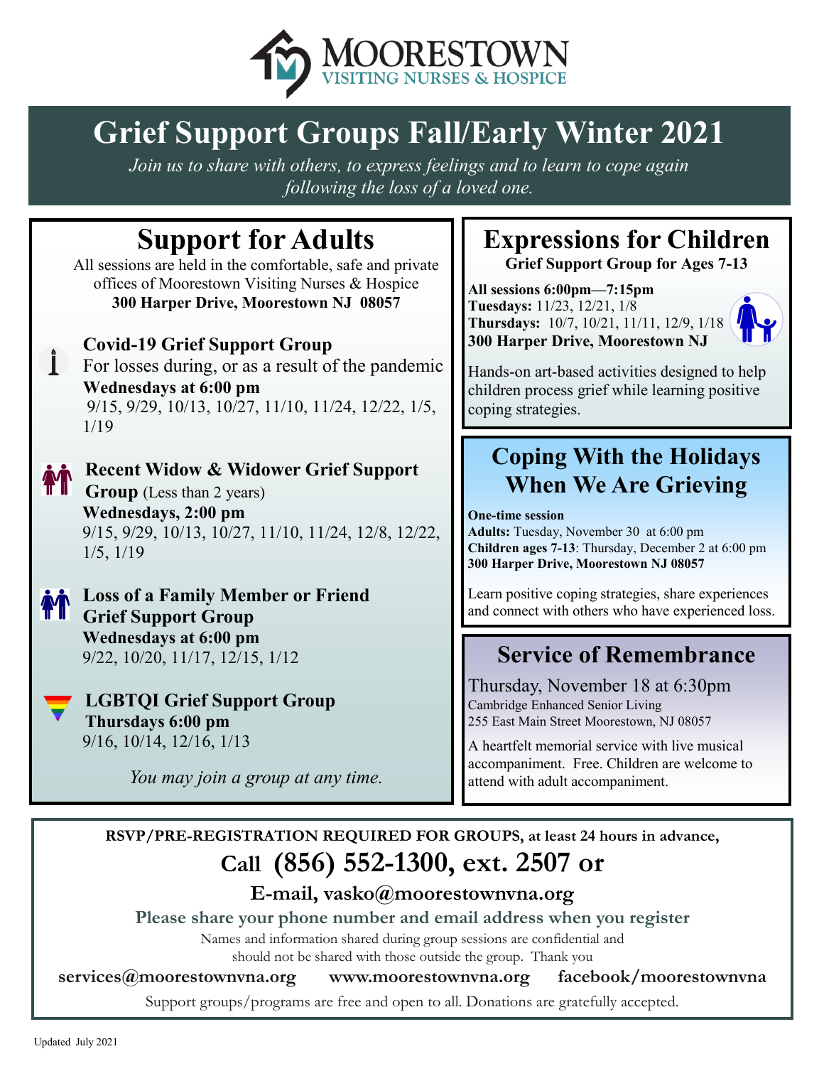# Grief Support Groups Fall/Early Winter 2021

*Join us to share with others, to express feelings and to learn to cope again following the loss of a loved one.*

## Support for Adults

All sessions are held in the comfortable, safe and private offices of Moorestown Visiting Nurses & Hospice
**300 Harper Drive, Moorestown NJ 08057**

### Covid-19 Grief Support Group

For losses during, or as a result of the pandemic
**Wednesdays at 6:00 pm**
9/15, 9/29, 10/13, 10/27, 11/10, 11/24, 12/22, 1/5, 1/19

### Recent Widow & Widower Grief Support Group (Less than 2 years)

**Wednesdays, 2:00 pm**
9/15, 9/29, 10/13, 10/27, 11/10, 11/24, 12/8, 12/22, 1/5, 1/19

### Loss of a Family Member or Friend Grief Support Group

**Wednesdays at 6:00 pm**
9/22, 10/20, 11/17, 12/15, 1/12

### LGBTQI Grief Support Group

**Thursdays 6:00 pm**
9/16, 10/14, 12/16, 1/13

*You may join a group at any time.*

## Expressions for Children

**Grief Support Group for Ages 7-13**

**All sessions 6:00pm—7:15pm**
**Tuesdays:** 11/23, 12/21, 1/8
**Thursdays:** 10/7, 10/21, 11/11, 12/9, 1/18
**300 Harper Drive, Moorestown NJ**

Hands-on art-based activities designed to help children process grief while learning positive coping strategies.

## Coping With the Holidays When We Are Grieving

**One-time session**
**Adults:** Tuesday, November 30 at 6:00 pm
**Children ages 7-13**: Thursday, December 2 at 6:00 pm
**300 Harper Drive, Moorestown NJ 08057**

Learn positive coping strategies, share experiences and connect with others who have experienced loss.

## Service of Remembrance

Thursday, November 18 at 6:30pm
Cambridge Enhanced Senior Living
255 East Main Street Moorestown, NJ 08057

A heartfelt memorial service with live musical accompaniment. Free. Children are welcome to attend with adult accompaniment.

---

**RSVP/PRE-REGISTRATION REQUIRED FOR GROUPS, at least 24 hours in advance,**

**Call (856) 552-1300, ext. 2507 or**

**E-mail, vasko@moorestownvna.org**

**Please share your phone number and email address when you register**

Names and information shared during group sessions are confidential and should not be shared with those outside the group. Thank you

**services@moorestownvna.org** **www.moorestownvna.org** **facebook/moorestownvna**

Support groups/programs are free and open to all. Donations are gratefully accepted.

Updated July 2021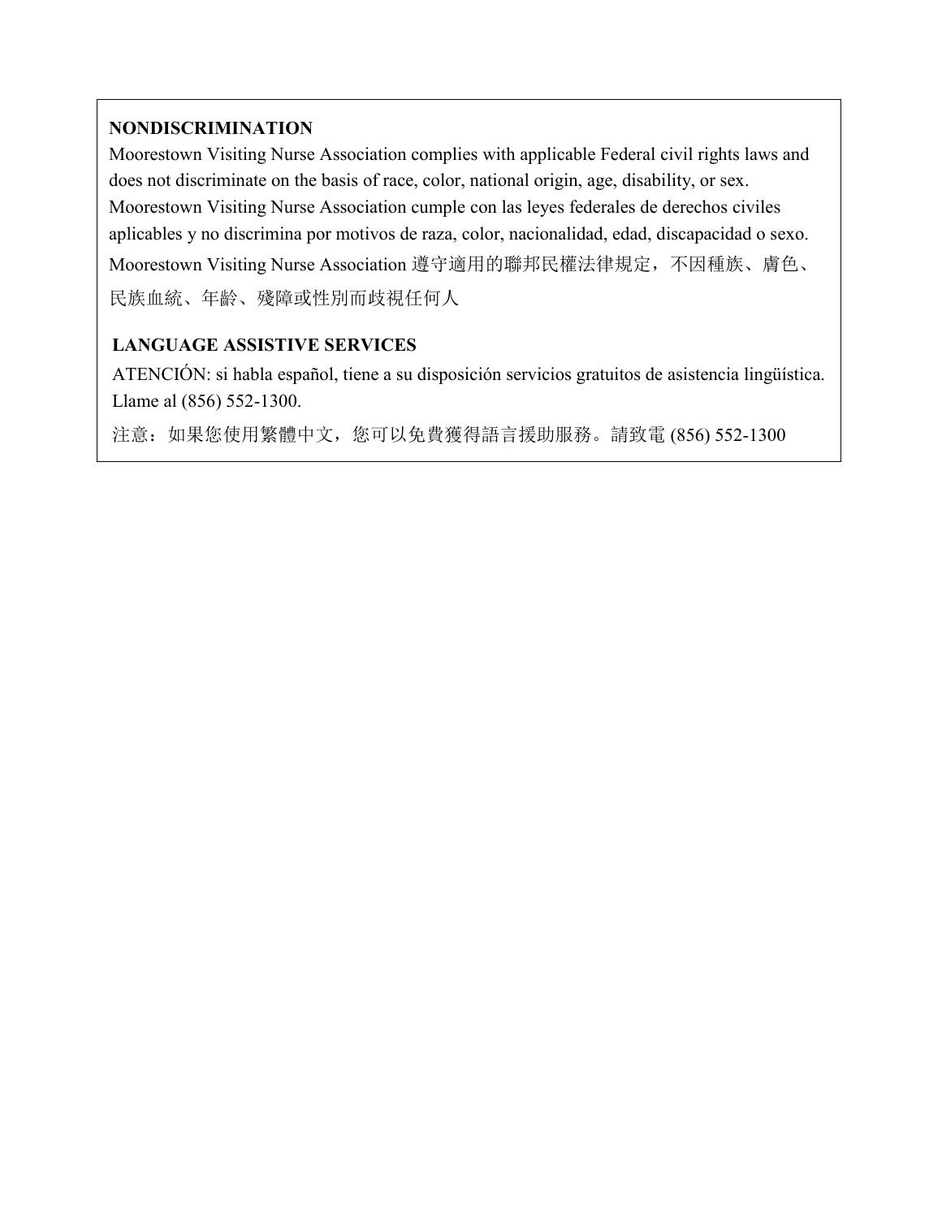**NONDISCRIMINATION**

Moorestown Visiting Nurse Association complies with applicable Federal civil rights laws and does not discriminate on the basis of race, color, national origin, age, disability, or sex.

Moorestown Visiting Nurse Association cumple con las leyes federales de derechos civiles aplicables y no discrimina por motivos de raza, color, nacionalidad, edad, discapacidad o sexo.

Moorestown Visiting Nurse Association 遵守適用的聯邦民權法律規定，不因種族、膚色、民族血統、年齡、殘障或性別而歧視任何人

**LANGUAGE ASSISTIVE SERVICES**

ATENCIÓN: si habla español, tiene a su disposición servicios gratuitos de asistencia lingüística. Llame al (856) 552-1300.

注意：如果您使用繁體中文，您可以免費獲得語言援助服務。請致電 (856) 552-1300